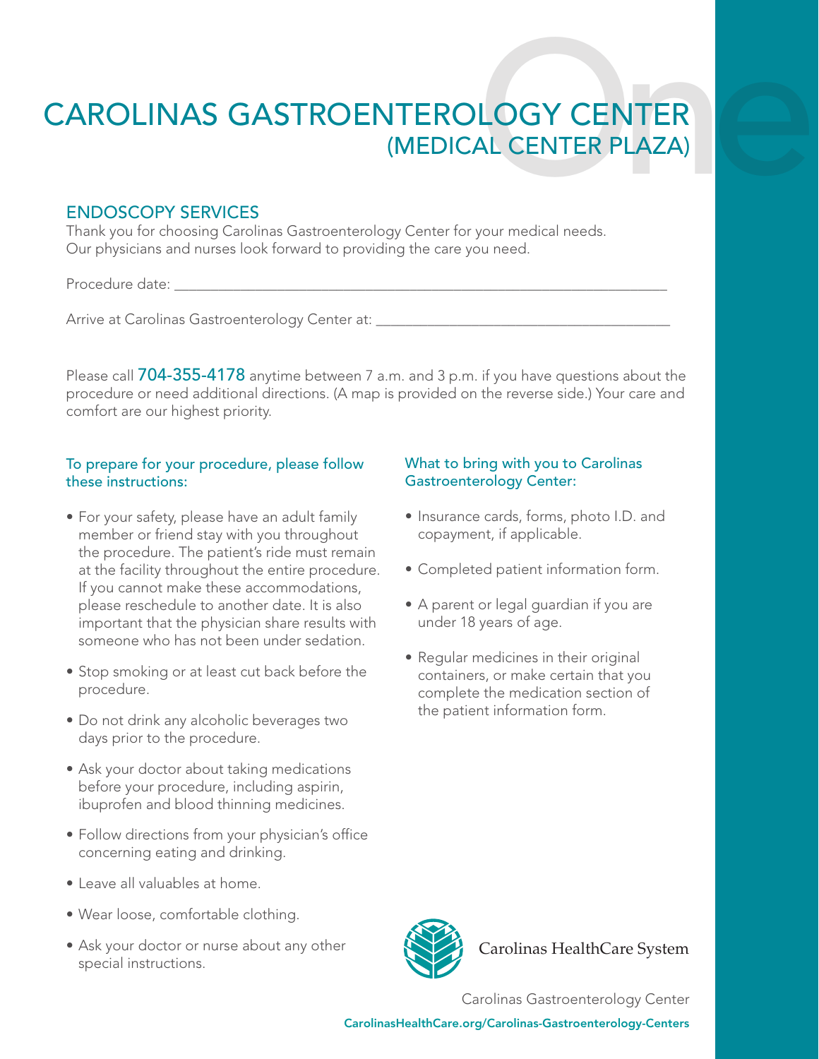# CAROLINAS GASTROENTEROLOGY CENTER
## (MEDICAL CENTER PLAZA)

### ENDOSCOPY SERVICES

Thank you for choosing Carolinas Gastroenterology Center for your medical needs. Our physicians and nurses look forward to providing the care you need.

Procedure date: ___________________________________________________________________

Arrive at Carolinas Gastroenterology Center at: ________________________________________

Please call **704-355-4178** anytime between 7 a.m. and 3 p.m. if you have questions about the procedure or need additional directions. (A map is provided on the reverse side.) Your care and comfort are our highest priority.

#### To prepare for your procedure, please follow these instructions:

- For your safety, please have an adult family member or friend stay with you throughout the procedure. The patient's ride must remain at the facility throughout the entire procedure. If you cannot make these accommodations, please reschedule to another date. It is also important that the physician share results with someone who has not been under sedation.
- Stop smoking or at least cut back before the procedure.
- Do not drink any alcoholic beverages two days prior to the procedure.
- Ask your doctor about taking medications before your procedure, including aspirin, ibuprofen and blood thinning medicines.
- Follow directions from your physician's office concerning eating and drinking.
- Leave all valuables at home.
- Wear loose, comfortable clothing.
- Ask your doctor or nurse about any other special instructions.

#### What to bring with you to Carolinas Gastroenterology Center:

- Insurance cards, forms, photo I.D. and copayment, if applicable.
- Completed patient information form.
- A parent or legal guardian if you are under 18 years of age.
- Regular medicines in their original containers, or make certain that you complete the medication section of the patient information form.

Carolinas HealthCare System

Carolinas Gastroenterology Center

**CarolinasHealthCare.org/Carolinas-Gastroenterology-Centers**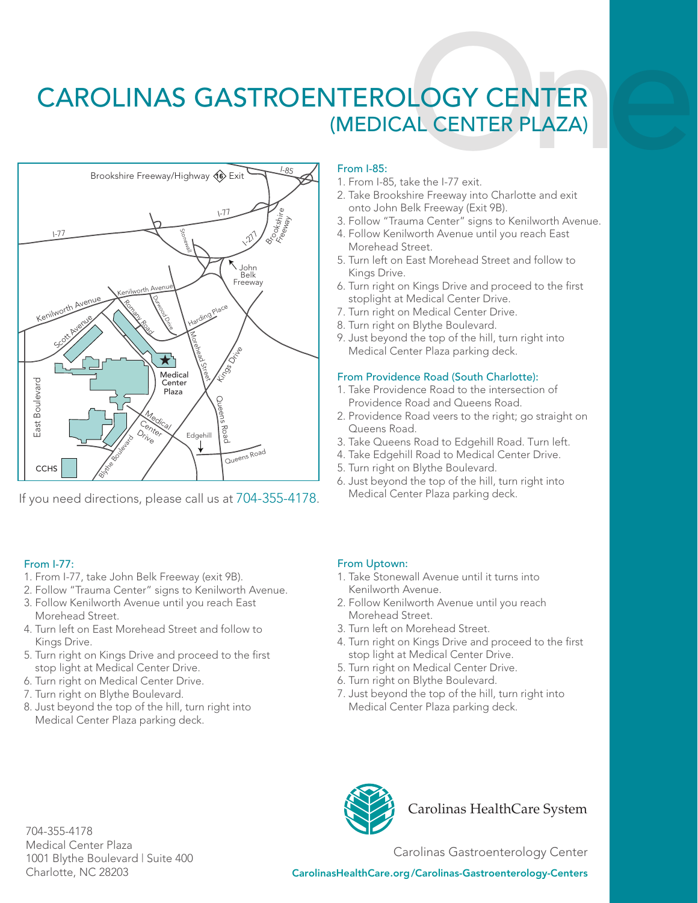# CAROLINAS GASTROENTEROLOGY CENTER
## (MEDICAL CENTER PLAZA)

Brookshire Freeway/Highway 16 Exit
I-85
I-77
I-77
Stonewall
I-277
Brookshire Freeway
John Belk Freeway
Kenilworth Avenue
Kenilworth Avenue
Romany Road
Dunwood Drive
Harding Place
Scott Avenue
Morehead Street
Kings Drive
Medical Center Plaza
East Boulevard
Medical Center Drive
Queens Road
Edgehill
Queens Road
Blythe Boulevard
CCHS

If you need directions, please call us at 704-355-4178.

### From I-85:

1. From I-85, take the I-77 exit.
2. Take Brookshire Freeway into Charlotte and exit onto John Belk Freeway (Exit 9B).
3. Follow "Trauma Center" signs to Kenilworth Avenue.
4. Follow Kenilworth Avenue until you reach East Morehead Street.
5. Turn left on East Morehead Street and follow to Kings Drive.
6. Turn right on Kings Drive and proceed to the first stoplight at Medical Center Drive.
7. Turn right on Medical Center Drive.
8. Turn right on Blythe Boulevard.
9. Just beyond the top of the hill, turn right into Medical Center Plaza parking deck.

### From Providence Road (South Charlotte):

1. Take Providence Road to the intersection of Providence Road and Queens Road.
2. Providence Road veers to the right; go straight on Queens Road.
3. Take Queens Road to Edgehill Road. Turn left.
4. Take Edgehill Road to Medical Center Drive.
5. Turn right on Blythe Boulevard.
6. Just beyond the top of the hill, turn right into Medical Center Plaza parking deck.

### From I-77:

1. From I-77, take John Belk Freeway (exit 9B).
2. Follow "Trauma Center" signs to Kenilworth Avenue.
3. Follow Kenilworth Avenue until you reach East Morehead Street.
4. Turn left on East Morehead Street and follow to Kings Drive.
5. Turn right on Kings Drive and proceed to the first stop light at Medical Center Drive.
6. Turn right on Medical Center Drive.
7. Turn right on Blythe Boulevard.
8. Just beyond the top of the hill, turn right into Medical Center Plaza parking deck.

### From Uptown:

1. Take Stonewall Avenue until it turns into Kenilworth Avenue.
2. Follow Kenilworth Avenue until you reach Morehead Street.
3. Turn left on Morehead Street.
4. Turn right on Kings Drive and proceed to the first stop light at Medical Center Drive.
5. Turn right on Medical Center Drive.
6. Turn right on Blythe Boulevard.
7. Just beyond the top of the hill, turn right into Medical Center Plaza parking deck.

704-355-4178
Medical Center Plaza
1001 Blythe Boulevard | Suite 400
Charlotte, NC 28203

Carolinas HealthCare System

Carolinas Gastroenterology Center

CarolinasHealthCare.org/Carolinas-Gastroenterology-Centers